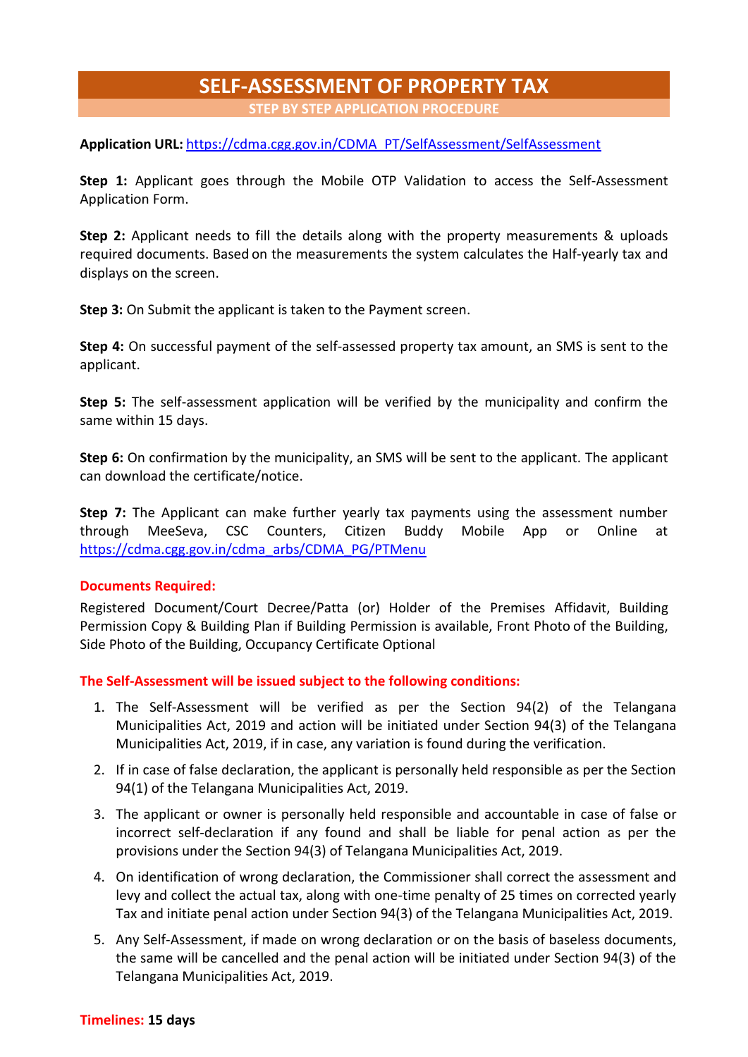# SELF-ASSESSMENT OF PROPERTY TAX

## STEP BY STEP APPLICATION PROCEDURE

**Application URL:** https://cdma.cgg.gov.in/CDMA_PT/SelfAssessment/SelfAssessment

**Step 1:** Applicant goes through the Mobile OTP Validation to access the Self-Assessment Application Form.

**Step 2:** Applicant needs to fill the details along with the property measurements & uploads required documents. Based on the measurements the system calculates the Half-yearly tax and displays on the screen.

**Step 3:** On Submit the applicant is taken to the Payment screen.

**Step 4:** On successful payment of the self-assessed property tax amount, an SMS is sent to the applicant.

**Step 5:** The self-assessment application will be verified by the municipality and confirm the same within 15 days.

**Step 6:** On confirmation by the municipality, an SMS will be sent to the applicant. The applicant can download the certificate/notice.

**Step 7:** The Applicant can make further yearly tax payments using the assessment number through MeeSeva, CSC Counters, Citizen Buddy Mobile App or Online at https://cdma.cgg.gov.in/cdma_arbs/CDMA_PG/PTMenu

**Documents Required:**

Registered Document/Court Decree/Patta (or) Holder of the Premises Affidavit, Building Permission Copy & Building Plan if Building Permission is available, Front Photo of the Building, Side Photo of the Building, Occupancy Certificate Optional

**The Self-Assessment will be issued subject to the following conditions:**

1. The Self-Assessment will be verified as per the Section 94(2) of the Telangana Municipalities Act, 2019 and action will be initiated under Section 94(3) of the Telangana Municipalities Act, 2019, if in case, any variation is found during the verification.
2. If in case of false declaration, the applicant is personally held responsible as per the Section 94(1) of the Telangana Municipalities Act, 2019.
3. The applicant or owner is personally held responsible and accountable in case of false or incorrect self-declaration if any found and shall be liable for penal action as per the provisions under the Section 94(3) of Telangana Municipalities Act, 2019.
4. On identification of wrong declaration, the Commissioner shall correct the assessment and levy and collect the actual tax, along with one-time penalty of 25 times on corrected yearly Tax and initiate penal action under Section 94(3) of the Telangana Municipalities Act, 2019.
5. Any Self-Assessment, if made on wrong declaration or on the basis of baseless documents, the same will be cancelled and the penal action will be initiated under Section 94(3) of the Telangana Municipalities Act, 2019.

**Timelines: 15 days**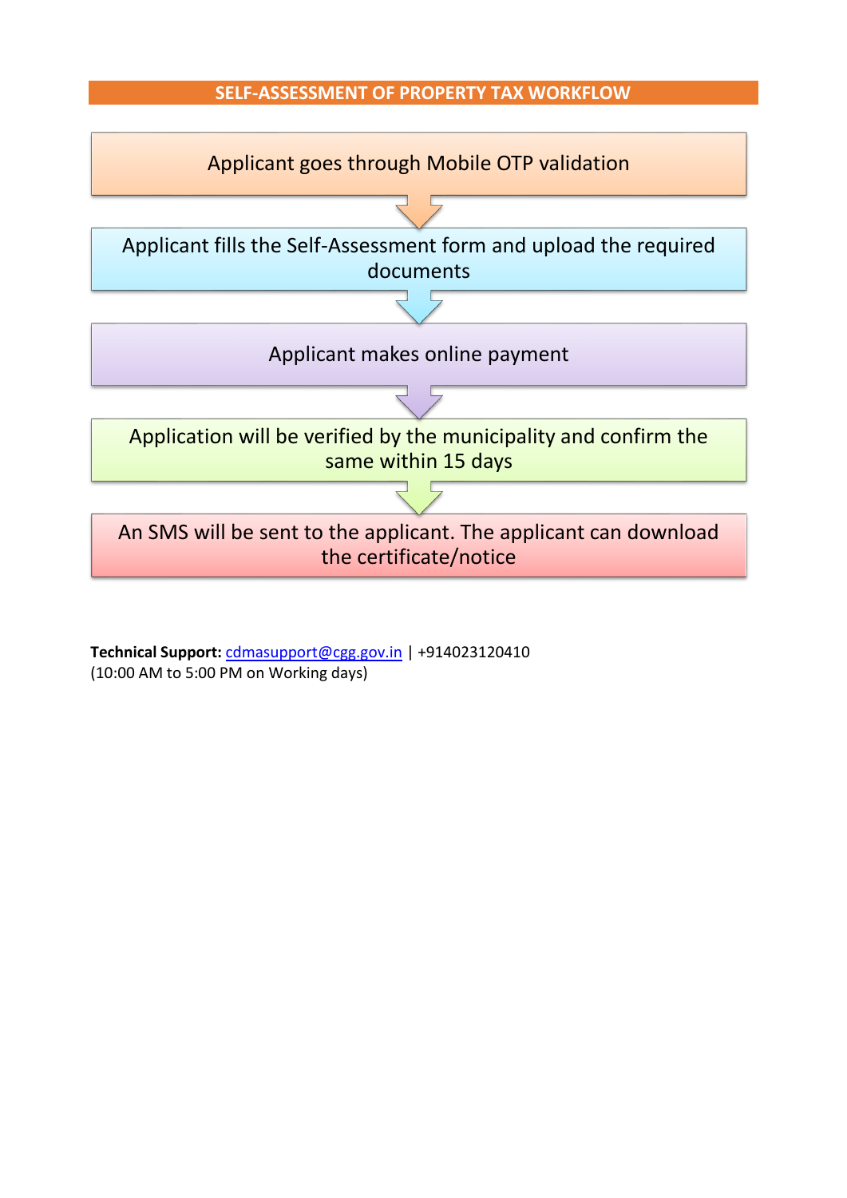## SELF-ASSESSMENT OF PROPERTY TAX WORKFLOW

Applicant goes through Mobile OTP validation

Applicant fills the Self-Assessment form and upload the required documents

Applicant makes online payment

Application will be verified by the municipality and confirm the same within 15 days

An SMS will be sent to the applicant. The applicant can download the certificate/notice

**Technical Support:** cdmasupport@cgg.gov.in | +914023120410
(10:00 AM to 5:00 PM on Working days)